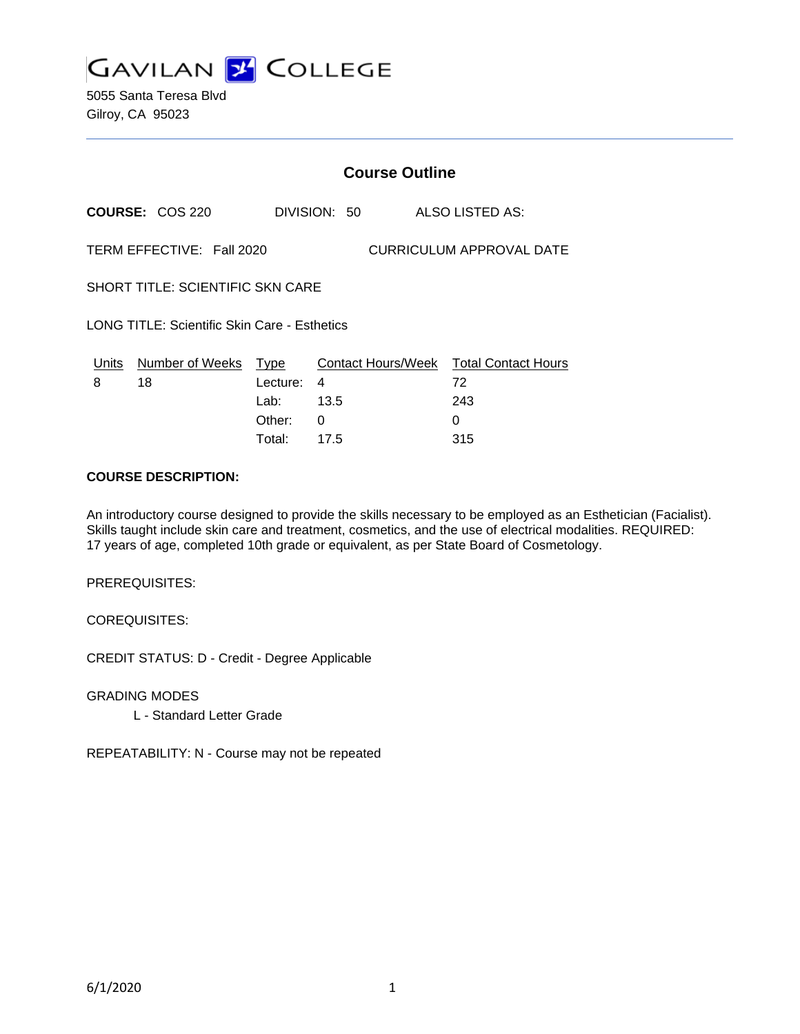# GAVILAN COLLEGE

5055 Santa Teresa Blvd
Gilroy, CA 95023

## Course Outline

**COURSE:** COS 220 DIVISION: 50 ALSO LISTED AS:

TERM EFFECTIVE: Fall 2020 CURRICULUM APPROVAL DATE

SHORT TITLE: SCIENTIFIC SKN CARE

LONG TITLE: Scientific Skin Care - Esthetics

| Units | Number of Weeks | Type | Contact Hours/Week | Total Contact Hours |
|---|---|---|---|---|
| 8 | 18 | Lecture: | 4 | 72 |
| | | Lab: | 13.5 | 243 |
| | | Other: | 0 | 0 |
| | | Total: | 17.5 | 315 |

**COURSE DESCRIPTION:**

An introductory course designed to provide the skills necessary to be employed as an Esthetician (Facialist). Skills taught include skin care and treatment, cosmetics, and the use of electrical modalities. REQUIRED: 17 years of age, completed 10th grade or equivalent, as per State Board of Cosmetology.

PREREQUISITES:

COREQUISITES:

CREDIT STATUS: D - Credit - Degree Applicable

GRADING MODES

L - Standard Letter Grade

REPEATABILITY: N - Course may not be repeated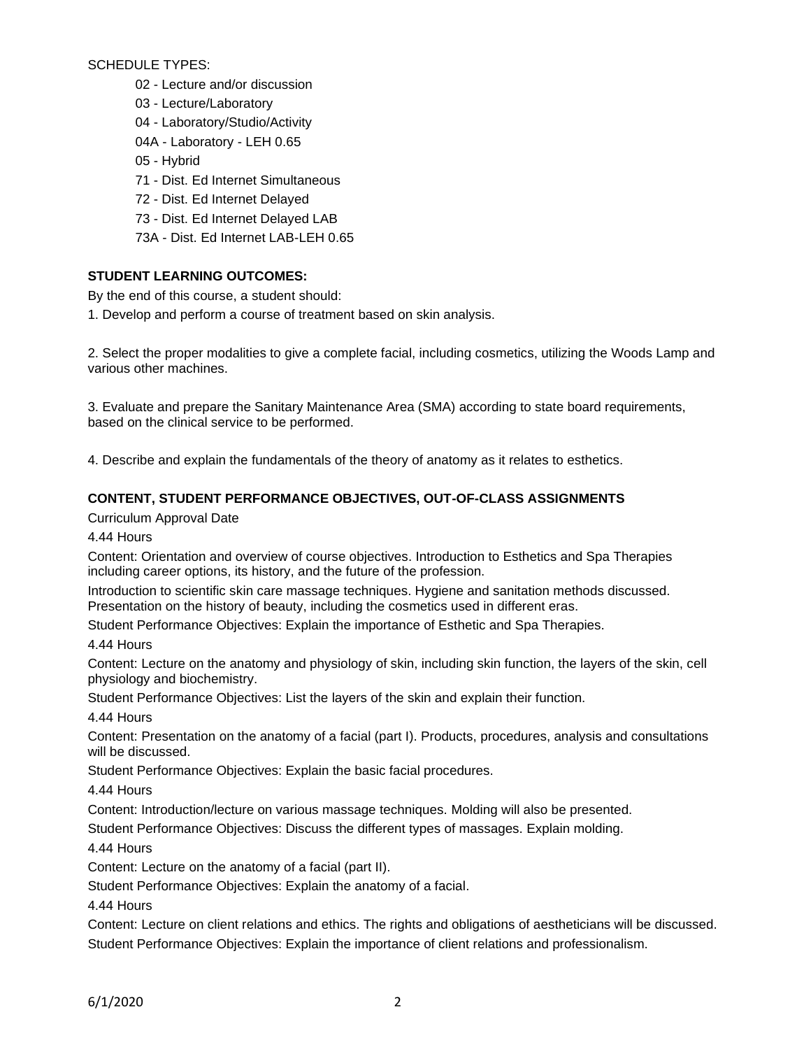SCHEDULE TYPES:

- 02 - Lecture and/or discussion
- 03 - Lecture/Laboratory
- 04 - Laboratory/Studio/Activity
- 04A - Laboratory - LEH 0.65
- 05 - Hybrid
- 71 - Dist. Ed Internet Simultaneous
- 72 - Dist. Ed Internet Delayed
- 73 - Dist. Ed Internet Delayed LAB
- 73A - Dist. Ed Internet LAB-LEH 0.65

**STUDENT LEARNING OUTCOMES:**

By the end of this course, a student should:

1. Develop and perform a course of treatment based on skin analysis.

2. Select the proper modalities to give a complete facial, including cosmetics, utilizing the Woods Lamp and various other machines.

3. Evaluate and prepare the Sanitary Maintenance Area (SMA) according to state board requirements, based on the clinical service to be performed.

4. Describe and explain the fundamentals of the theory of anatomy as it relates to esthetics.

**CONTENT, STUDENT PERFORMANCE OBJECTIVES, OUT-OF-CLASS ASSIGNMENTS**

Curriculum Approval Date

4.44 Hours

Content: Orientation and overview of course objectives. Introduction to Esthetics and Spa Therapies including career options, its history, and the future of the profession.

Introduction to scientific skin care massage techniques. Hygiene and sanitation methods discussed. Presentation on the history of beauty, including the cosmetics used in different eras.

Student Performance Objectives: Explain the importance of Esthetic and Spa Therapies.

4.44 Hours

Content: Lecture on the anatomy and physiology of skin, including skin function, the layers of the skin, cell physiology and biochemistry.

Student Performance Objectives: List the layers of the skin and explain their function.

4.44 Hours

Content: Presentation on the anatomy of a facial (part I). Products, procedures, analysis and consultations will be discussed.

Student Performance Objectives: Explain the basic facial procedures.

4.44 Hours

Content: Introduction/lecture on various massage techniques. Molding will also be presented.

Student Performance Objectives: Discuss the different types of massages. Explain molding.

4.44 Hours

Content: Lecture on the anatomy of a facial (part II).

Student Performance Objectives: Explain the anatomy of a facial.

4.44 Hours

Content: Lecture on client relations and ethics. The rights and obligations of aestheticians will be discussed.

Student Performance Objectives: Explain the importance of client relations and professionalism.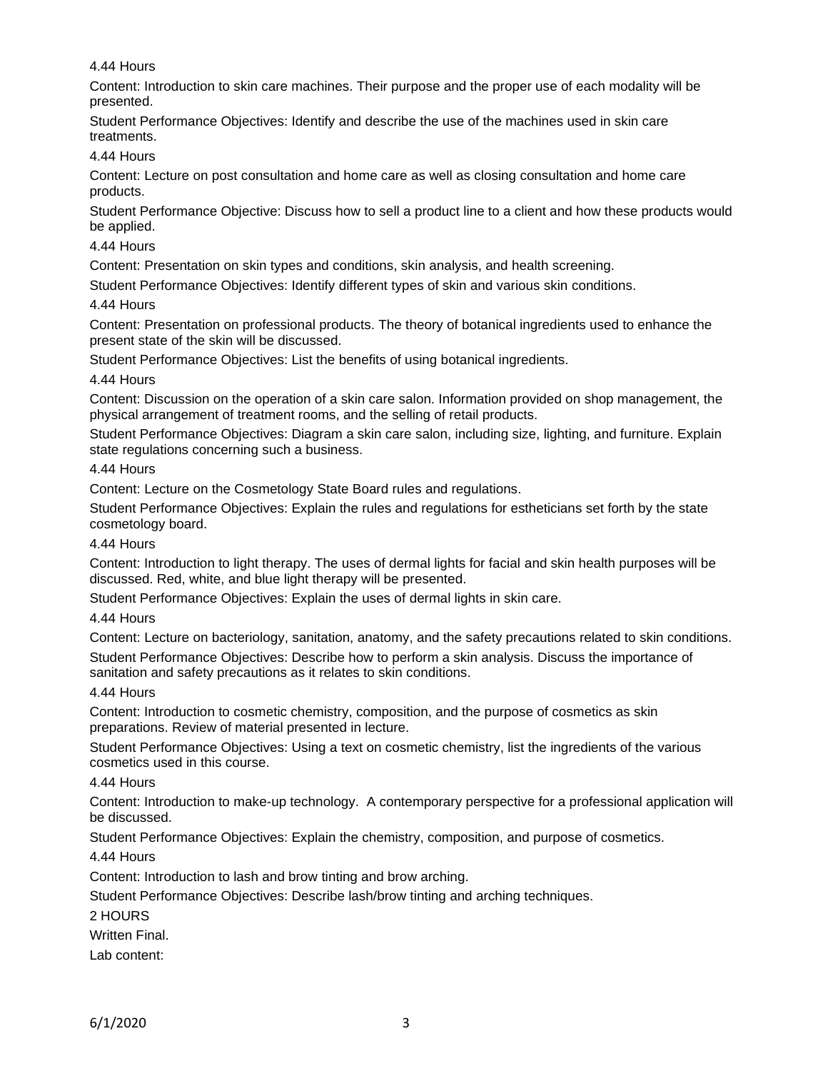4.44 Hours

Content: Introduction to skin care machines. Their purpose and the proper use of each modality will be presented.

Student Performance Objectives: Identify and describe the use of the machines used in skin care treatments.

4.44 Hours

Content: Lecture on post consultation and home care as well as closing consultation and home care products.

Student Performance Objective: Discuss how to sell a product line to a client and how these products would be applied.

4.44 Hours

Content: Presentation on skin types and conditions, skin analysis, and health screening.

Student Performance Objectives: Identify different types of skin and various skin conditions.

4.44 Hours

Content: Presentation on professional products. The theory of botanical ingredients used to enhance the present state of the skin will be discussed.

Student Performance Objectives: List the benefits of using botanical ingredients.

4.44 Hours

Content: Discussion on the operation of a skin care salon. Information provided on shop management, the physical arrangement of treatment rooms, and the selling of retail products.

Student Performance Objectives: Diagram a skin care salon, including size, lighting, and furniture. Explain state regulations concerning such a business.

4.44 Hours

Content: Lecture on the Cosmetology State Board rules and regulations.

Student Performance Objectives: Explain the rules and regulations for estheticians set forth by the state cosmetology board.

4.44 Hours

Content: Introduction to light therapy. The uses of dermal lights for facial and skin health purposes will be discussed. Red, white, and blue light therapy will be presented.

Student Performance Objectives: Explain the uses of dermal lights in skin care.

4.44 Hours

Content: Lecture on bacteriology, sanitation, anatomy, and the safety precautions related to skin conditions.

Student Performance Objectives: Describe how to perform a skin analysis. Discuss the importance of sanitation and safety precautions as it relates to skin conditions.

4.44 Hours

Content: Introduction to cosmetic chemistry, composition, and the purpose of cosmetics as skin preparations. Review of material presented in lecture.

Student Performance Objectives: Using a text on cosmetic chemistry, list the ingredients of the various cosmetics used in this course.

4.44 Hours

Content: Introduction to make-up technology. A contemporary perspective for a professional application will be discussed.

Student Performance Objectives: Explain the chemistry, composition, and purpose of cosmetics.

4.44 Hours

Content: Introduction to lash and brow tinting and brow arching.

Student Performance Objectives: Describe lash/brow tinting and arching techniques.

2 HOURS

Written Final.

Lab content: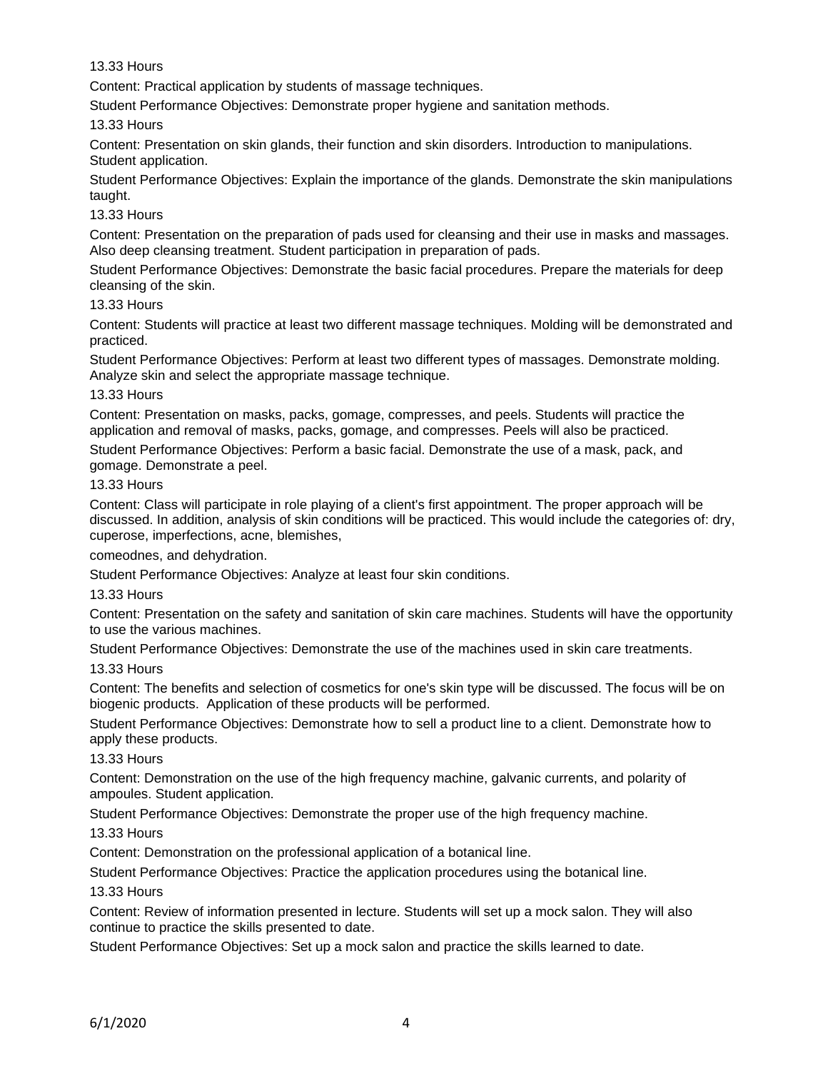13.33 Hours

Content: Practical application by students of massage techniques.

Student Performance Objectives: Demonstrate proper hygiene and sanitation methods.

13.33 Hours

Content: Presentation on skin glands, their function and skin disorders. Introduction to manipulations. Student application.

Student Performance Objectives: Explain the importance of the glands. Demonstrate the skin manipulations taught.

13.33 Hours

Content: Presentation on the preparation of pads used for cleansing and their use in masks and massages. Also deep cleansing treatment. Student participation in preparation of pads.

Student Performance Objectives: Demonstrate the basic facial procedures. Prepare the materials for deep cleansing of the skin.

13.33 Hours

Content: Students will practice at least two different massage techniques. Molding will be demonstrated and practiced.

Student Performance Objectives: Perform at least two different types of massages. Demonstrate molding. Analyze skin and select the appropriate massage technique.

13.33 Hours

Content: Presentation on masks, packs, gomage, compresses, and peels. Students will practice the application and removal of masks, packs, gomage, and compresses. Peels will also be practiced.

Student Performance Objectives: Perform a basic facial. Demonstrate the use of a mask, pack, and gomage. Demonstrate a peel.

13.33 Hours

Content: Class will participate in role playing of a client's first appointment. The proper approach will be discussed. In addition, analysis of skin conditions will be practiced. This would include the categories of: dry, cuperose, imperfections, acne, blemishes,

comeodnes, and dehydration.

Student Performance Objectives: Analyze at least four skin conditions.

13.33 Hours

Content: Presentation on the safety and sanitation of skin care machines. Students will have the opportunity to use the various machines.

Student Performance Objectives: Demonstrate the use of the machines used in skin care treatments.

13.33 Hours

Content: The benefits and selection of cosmetics for one's skin type will be discussed. The focus will be on biogenic products. Application of these products will be performed.

Student Performance Objectives: Demonstrate how to sell a product line to a client. Demonstrate how to apply these products.

13.33 Hours

Content: Demonstration on the use of the high frequency machine, galvanic currents, and polarity of ampoules. Student application.

Student Performance Objectives: Demonstrate the proper use of the high frequency machine.

13.33 Hours

Content: Demonstration on the professional application of a botanical line.

Student Performance Objectives: Practice the application procedures using the botanical line.

13.33 Hours

Content: Review of information presented in lecture. Students will set up a mock salon. They will also continue to practice the skills presented to date.

Student Performance Objectives: Set up a mock salon and practice the skills learned to date.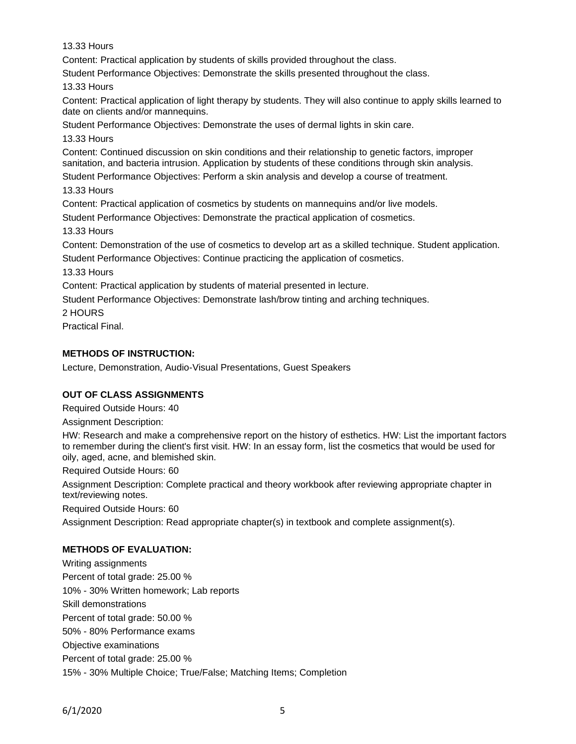13.33 Hours

Content: Practical application by students of skills provided throughout the class.

Student Performance Objectives: Demonstrate the skills presented throughout the class.

13.33 Hours

Content: Practical application of light therapy by students. They will also continue to apply skills learned to date on clients and/or mannequins.

Student Performance Objectives: Demonstrate the uses of dermal lights in skin care.

13.33 Hours

Content: Continued discussion on skin conditions and their relationship to genetic factors, improper sanitation, and bacteria intrusion. Application by students of these conditions through skin analysis.

Student Performance Objectives: Perform a skin analysis and develop a course of treatment.

13.33 Hours

Content: Practical application of cosmetics by students on mannequins and/or live models.

Student Performance Objectives: Demonstrate the practical application of cosmetics.

13.33 Hours

Content: Demonstration of the use of cosmetics to develop art as a skilled technique. Student application.

Student Performance Objectives: Continue practicing the application of cosmetics.

13.33 Hours

Content: Practical application by students of material presented in lecture.

Student Performance Objectives: Demonstrate lash/brow tinting and arching techniques.

2 HOURS

Practical Final.

**METHODS OF INSTRUCTION:**

Lecture, Demonstration, Audio-Visual Presentations, Guest Speakers

**OUT OF CLASS ASSIGNMENTS**

Required Outside Hours: 40

Assignment Description:

HW: Research and make a comprehensive report on the history of esthetics. HW: List the important factors to remember during the client's first visit. HW: In an essay form, list the cosmetics that would be used for oily, aged, acne, and blemished skin.

Required Outside Hours: 60

Assignment Description: Complete practical and theory workbook after reviewing appropriate chapter in text/reviewing notes.

Required Outside Hours: 60

Assignment Description: Read appropriate chapter(s) in textbook and complete assignment(s).

**METHODS OF EVALUATION:**

Writing assignments

Percent of total grade: 25.00 %

10% - 30% Written homework; Lab reports

Skill demonstrations

Percent of total grade: 50.00 %

50% - 80% Performance exams

Objective examinations

Percent of total grade: 25.00 %

15% - 30% Multiple Choice; True/False; Matching Items; Completion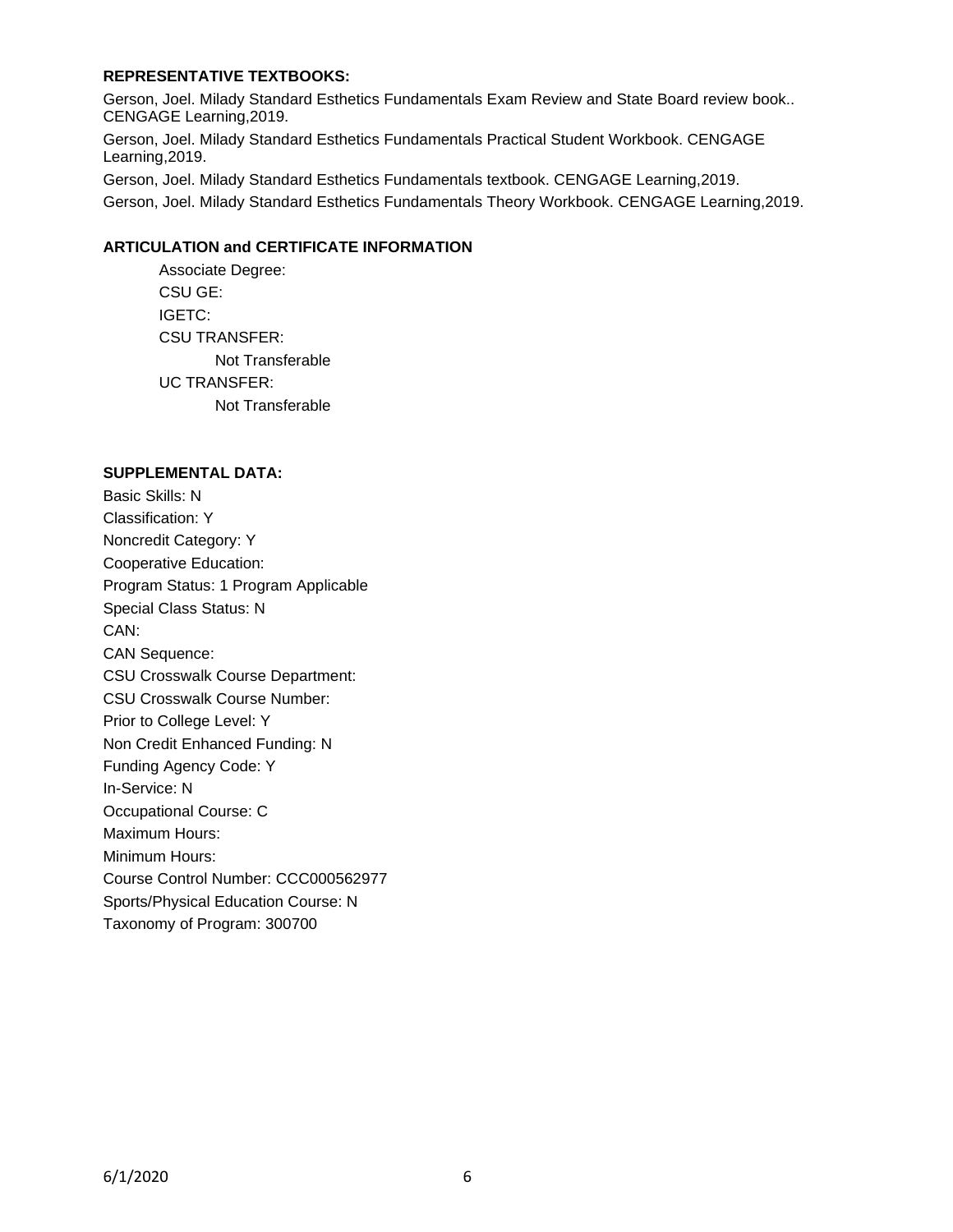**REPRESENTATIVE TEXTBOOKS:**

Gerson, Joel. Milady Standard Esthetics Fundamentals Exam Review and State Board review book.. CENGAGE Learning,2019.

Gerson, Joel. Milady Standard Esthetics Fundamentals Practical Student Workbook. CENGAGE Learning,2019.

Gerson, Joel. Milady Standard Esthetics Fundamentals textbook. CENGAGE Learning,2019.

Gerson, Joel. Milady Standard Esthetics Fundamentals Theory Workbook. CENGAGE Learning,2019.

**ARTICULATION and CERTIFICATE INFORMATION**

Associate Degree:
CSU GE:
IGETC:
CSU TRANSFER:
Not Transferable
UC TRANSFER:
Not Transferable

**SUPPLEMENTAL DATA:**

Basic Skills: N
Classification: Y
Noncredit Category: Y
Cooperative Education:
Program Status: 1 Program Applicable
Special Class Status: N
CAN:
CAN Sequence:
CSU Crosswalk Course Department:
CSU Crosswalk Course Number:
Prior to College Level: Y
Non Credit Enhanced Funding: N
Funding Agency Code: Y
In-Service: N
Occupational Course: C
Maximum Hours:
Minimum Hours:
Course Control Number: CCC000562977
Sports/Physical Education Course: N
Taxonomy of Program: 300700